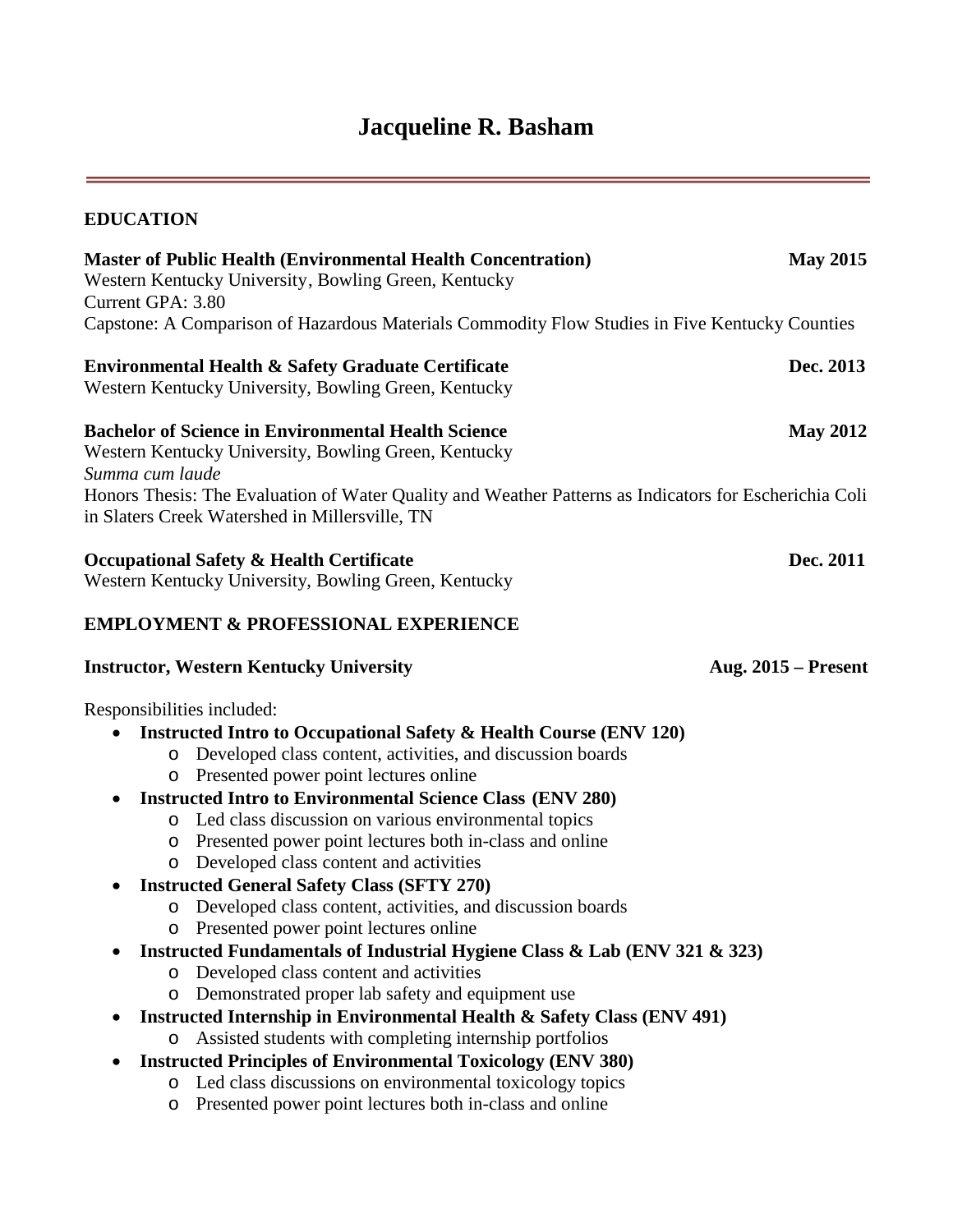# Jacqueline R. Basham

## EDUCATION

**Master of Public Health (Environmental Health Concentration)** **May 2015**
Western Kentucky University, Bowling Green, Kentucky
Current GPA: 3.80
Capstone: A Comparison of Hazardous Materials Commodity Flow Studies in Five Kentucky Counties

**Environmental Health & Safety Graduate Certificate** **Dec. 2013**
Western Kentucky University, Bowling Green, Kentucky

**Bachelor of Science in Environmental Health Science** **May 2012**
Western Kentucky University, Bowling Green, Kentucky
*Summa cum laude*
Honors Thesis: The Evaluation of Water Quality and Weather Patterns as Indicators for Escherichia Coli in Slaters Creek Watershed in Millersville, TN

**Occupational Safety & Health Certificate** **Dec. 2011**
Western Kentucky University, Bowling Green, Kentucky

## EMPLOYMENT & PROFESSIONAL EXPERIENCE

**Instructor, Western Kentucky University** **Aug. 2015 – Present**

Responsibilities included:

- **Instructed Intro to Occupational Safety & Health Course (ENV 120)**
  - Developed class content, activities, and discussion boards
  - Presented power point lectures online
- **Instructed Intro to Environmental Science Class (ENV 280)**
  - Led class discussion on various environmental topics
  - Presented power point lectures both in-class and online
  - Developed class content and activities
- **Instructed General Safety Class (SFTY 270)**
  - Developed class content, activities, and discussion boards
  - Presented power point lectures online
- **Instructed Fundamentals of Industrial Hygiene Class & Lab (ENV 321 & 323)**
  - Developed class content and activities
  - Demonstrated proper lab safety and equipment use
- **Instructed Internship in Environmental Health & Safety Class (ENV 491)**
  - Assisted students with completing internship portfolios
- **Instructed Principles of Environmental Toxicology (ENV 380)**
  - Led class discussions on environmental toxicology topics
  - Presented power point lectures both in-class and online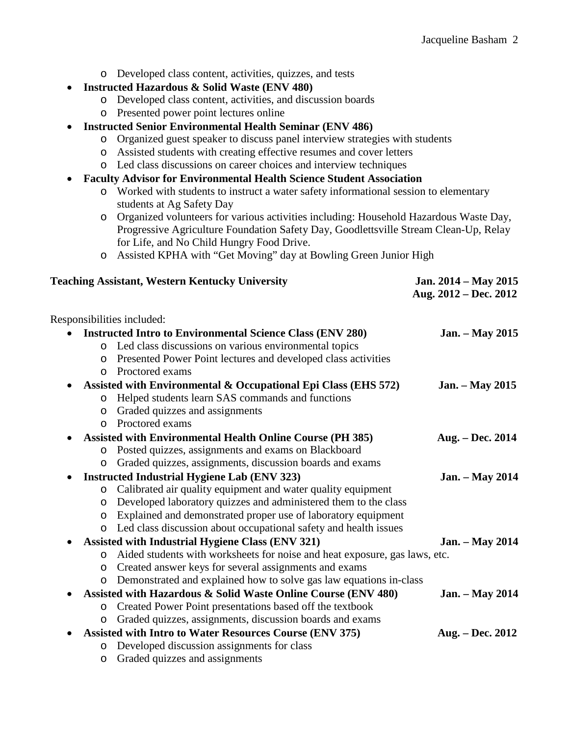- Developed class content, activities, quizzes, and tests
- **Instructed Hazardous & Solid Waste (ENV 480)**
  - Developed class content, activities, and discussion boards
  - Presented power point lectures online
- **Instructed Senior Environmental Health Seminar (ENV 486)**
  - Organized guest speaker to discuss panel interview strategies with students
  - Assisted students with creating effective resumes and cover letters
  - Led class discussions on career choices and interview techniques
- **Faculty Advisor for Environmental Health Science Student Association**
  - Worked with students to instruct a water safety informational session to elementary students at Ag Safety Day
  - Organized volunteers for various activities including: Household Hazardous Waste Day, Progressive Agriculture Foundation Safety Day, Goodlettsville Stream Clean-Up, Relay for Life, and No Child Hungry Food Drive.
  - Assisted KPHA with "Get Moving" day at Bowling Green Junior High

**Teaching Assistant, Western Kentucky University** — **Jan. 2014 – May 2015; Aug. 2012 – Dec. 2012**

Responsibilities included:

- **Instructed Intro to Environmental Science Class (ENV 280)** — **Jan. – May 2015**
  - Led class discussions on various environmental topics
  - Presented Power Point lectures and developed class activities
  - Proctored exams
- **Assisted with Environmental & Occupational Epi Class (EHS 572)** — **Jan. – May 2015**
  - Helped students learn SAS commands and functions
  - Graded quizzes and assignments
  - Proctored exams
- **Assisted with Environmental Health Online Course (PH 385)** — **Aug. – Dec. 2014**
  - Posted quizzes, assignments and exams on Blackboard
  - Graded quizzes, assignments, discussion boards and exams
- **Instructed Industrial Hygiene Lab (ENV 323)** — **Jan. – May 2014**
  - Calibrated air quality equipment and water quality equipment
  - Developed laboratory quizzes and administered them to the class
  - Explained and demonstrated proper use of laboratory equipment
  - Led class discussion about occupational safety and health issues
- **Assisted with Industrial Hygiene Class (ENV 321)** — **Jan. – May 2014**
  - Aided students with worksheets for noise and heat exposure, gas laws, etc.
  - Created answer keys for several assignments and exams
  - Demonstrated and explained how to solve gas law equations in-class
- **Assisted with Hazardous & Solid Waste Online Course (ENV 480)** — **Jan. – May 2014**
  - Created Power Point presentations based off the textbook
  - Graded quizzes, assignments, discussion boards and exams
- **Assisted with Intro to Water Resources Course (ENV 375)** — **Aug. – Dec. 2012**
  - Developed discussion assignments for class
  - Graded quizzes and assignments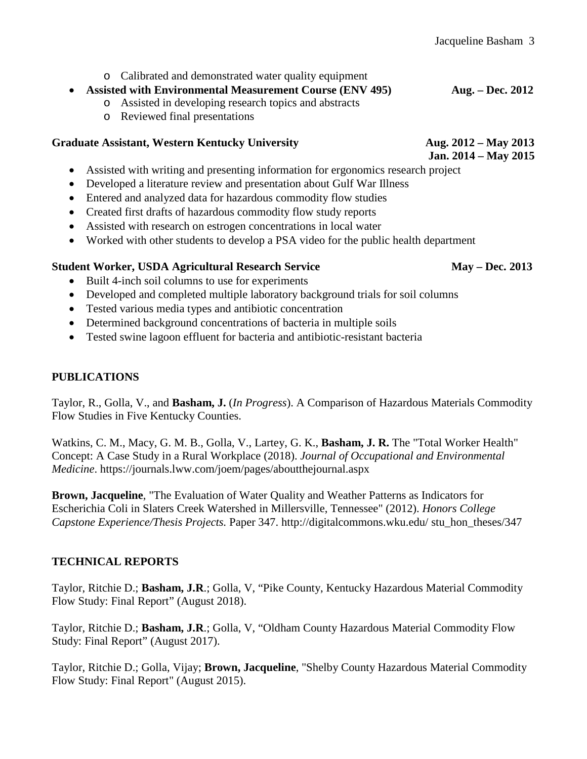- Calibrated and demonstrated water quality equipment
- **Assisted with Environmental Measurement Course (ENV 495)** **Aug. – Dec. 2012**
    - Assisted in developing research topics and abstracts
    - Reviewed final presentations

**Graduate Assistant, Western Kentucky University** **Aug. 2012 – May 2013**
**Jan. 2014 – May 2015**

- Assisted with writing and presenting information for ergonomics research project
- Developed a literature review and presentation about Gulf War Illness
- Entered and analyzed data for hazardous commodity flow studies
- Created first drafts of hazardous commodity flow study reports
- Assisted with research on estrogen concentrations in local water
- Worked with other students to develop a PSA video for the public health department

**Student Worker, USDA Agricultural Research Service** **May – Dec. 2013**

- Built 4-inch soil columns to use for experiments
- Developed and completed multiple laboratory background trials for soil columns
- Tested various media types and antibiotic concentration
- Determined background concentrations of bacteria in multiple soils
- Tested swine lagoon effluent for bacteria and antibiotic-resistant bacteria

## PUBLICATIONS

Taylor, R., Golla, V., and **Basham, J.** (*In Progress*). A Comparison of Hazardous Materials Commodity Flow Studies in Five Kentucky Counties.

Watkins, C. M., Macy, G. M. B., Golla, V., Lartey, G. K., **Basham, J. R.** The "Total Worker Health" Concept: A Case Study in a Rural Workplace (2018). *Journal of Occupational and Environmental Medicine*. https://journals.lww.com/joem/pages/aboutthejournal.aspx

**Brown, Jacqueline**, "The Evaluation of Water Quality and Weather Patterns as Indicators for Escherichia Coli in Slaters Creek Watershed in Millersville, Tennessee" (2012). *Honors College Capstone Experience/Thesis Projects.* Paper 347. http://digitalcommons.wku.edu/ stu_hon_theses/347

## TECHNICAL REPORTS

Taylor, Ritchie D.; **Basham, J.R**.; Golla, V, "Pike County, Kentucky Hazardous Material Commodity Flow Study: Final Report" (August 2018).

Taylor, Ritchie D.; **Basham, J.R**.; Golla, V, "Oldham County Hazardous Material Commodity Flow Study: Final Report" (August 2017).

Taylor, Ritchie D.; Golla, Vijay; **Brown, Jacqueline**, "Shelby County Hazardous Material Commodity Flow Study: Final Report" (August 2015).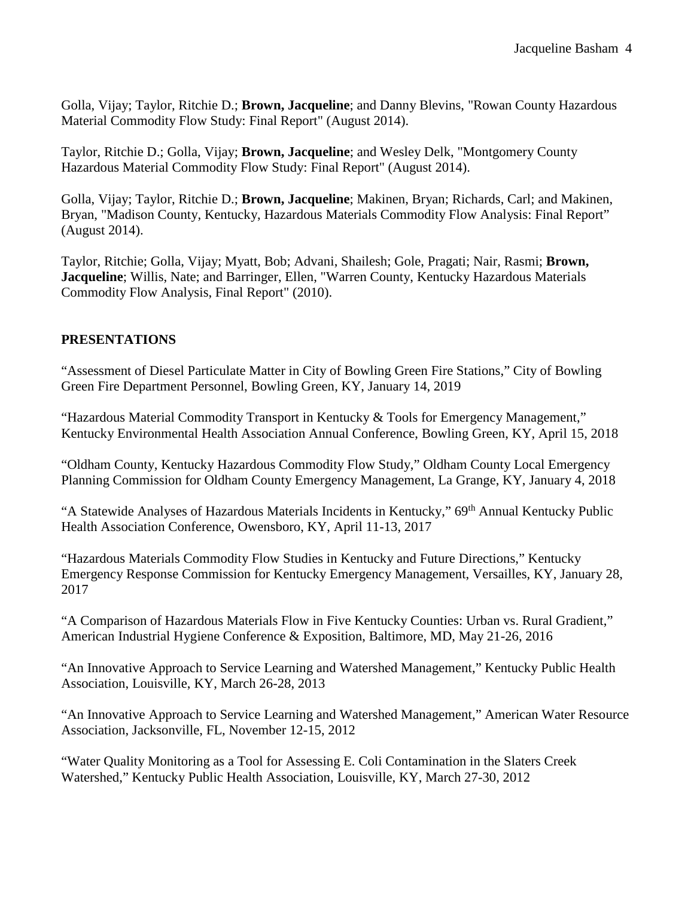Golla, Vijay; Taylor, Ritchie D.; **Brown, Jacqueline**; and Danny Blevins, "Rowan County Hazardous Material Commodity Flow Study: Final Report" (August 2014).

Taylor, Ritchie D.; Golla, Vijay; **Brown, Jacqueline**; and Wesley Delk, "Montgomery County Hazardous Material Commodity Flow Study: Final Report" (August 2014).

Golla, Vijay; Taylor, Ritchie D.; **Brown, Jacqueline**; Makinen, Bryan; Richards, Carl; and Makinen, Bryan, "Madison County, Kentucky, Hazardous Materials Commodity Flow Analysis: Final Report" (August 2014).

Taylor, Ritchie; Golla, Vijay; Myatt, Bob; Advani, Shailesh; Gole, Pragati; Nair, Rasmi; **Brown, Jacqueline**; Willis, Nate; and Barringer, Ellen, "Warren County, Kentucky Hazardous Materials Commodity Flow Analysis, Final Report" (2010).

## PRESENTATIONS

"Assessment of Diesel Particulate Matter in City of Bowling Green Fire Stations," City of Bowling Green Fire Department Personnel, Bowling Green, KY, January 14, 2019

"Hazardous Material Commodity Transport in Kentucky & Tools for Emergency Management," Kentucky Environmental Health Association Annual Conference, Bowling Green, KY, April 15, 2018

"Oldham County, Kentucky Hazardous Commodity Flow Study," Oldham County Local Emergency Planning Commission for Oldham County Emergency Management, La Grange, KY, January 4, 2018

"A Statewide Analyses of Hazardous Materials Incidents in Kentucky," 69th Annual Kentucky Public Health Association Conference, Owensboro, KY, April 11-13, 2017

"Hazardous Materials Commodity Flow Studies in Kentucky and Future Directions," Kentucky Emergency Response Commission for Kentucky Emergency Management, Versailles, KY, January 28, 2017

"A Comparison of Hazardous Materials Flow in Five Kentucky Counties: Urban vs. Rural Gradient," American Industrial Hygiene Conference & Exposition, Baltimore, MD, May 21-26, 2016

"An Innovative Approach to Service Learning and Watershed Management," Kentucky Public Health Association, Louisville, KY, March 26-28, 2013

"An Innovative Approach to Service Learning and Watershed Management," American Water Resource Association, Jacksonville, FL, November 12-15, 2012

"Water Quality Monitoring as a Tool for Assessing E. Coli Contamination in the Slaters Creek Watershed," Kentucky Public Health Association, Louisville, KY, March 27-30, 2012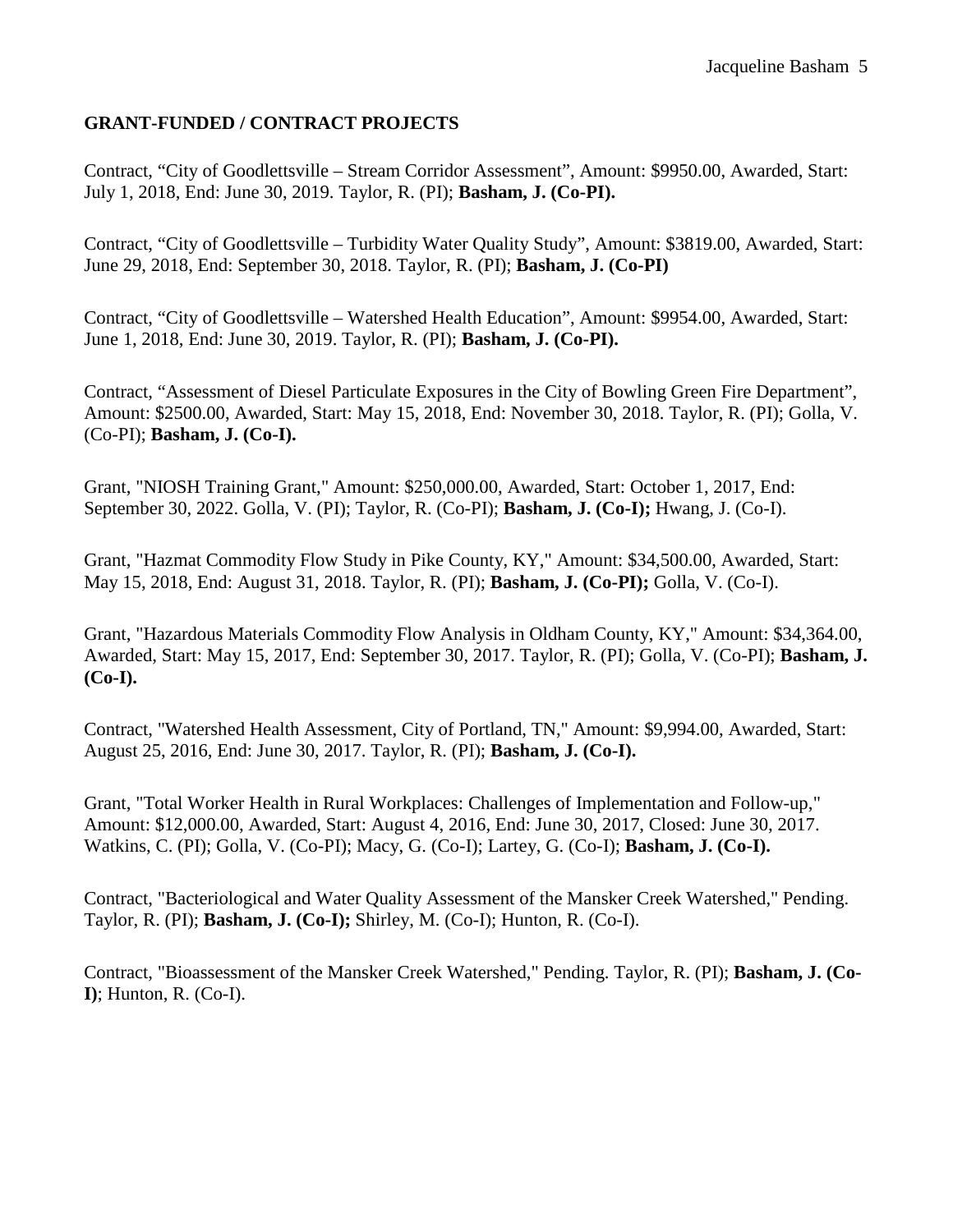**GRANT-FUNDED / CONTRACT PROJECTS**

Contract, “City of Goodlettsville – Stream Corridor Assessment”, Amount: $9950.00, Awarded, Start: July 1, 2018, End: June 30, 2019. Taylor, R. (PI); **Basham, J. (Co-PI).**

Contract, “City of Goodlettsville – Turbidity Water Quality Study”, Amount: $3819.00, Awarded, Start: June 29, 2018, End: September 30, 2018. Taylor, R. (PI); **Basham, J. (Co-PI)**

Contract, “City of Goodlettsville – Watershed Health Education”, Amount: $9954.00, Awarded, Start: June 1, 2018, End: June 30, 2019. Taylor, R. (PI); **Basham, J. (Co-PI).**

Contract, “Assessment of Diesel Particulate Exposures in the City of Bowling Green Fire Department”, Amount: $2500.00, Awarded, Start: May 15, 2018, End: November 30, 2018. Taylor, R. (PI); Golla, V. (Co-PI); **Basham, J. (Co-I).**

Grant, "NIOSH Training Grant," Amount: $250,000.00, Awarded, Start: October 1, 2017, End: September 30, 2022. Golla, V. (PI); Taylor, R. (Co-PI); **Basham, J. (Co-I);** Hwang, J. (Co-I).

Grant, "Hazmat Commodity Flow Study in Pike County, KY," Amount: $34,500.00, Awarded, Start: May 15, 2018, End: August 31, 2018. Taylor, R. (PI); **Basham, J. (Co-PI);** Golla, V. (Co-I).

Grant, "Hazardous Materials Commodity Flow Analysis in Oldham County, KY," Amount: $34,364.00, Awarded, Start: May 15, 2017, End: September 30, 2017. Taylor, R. (PI); Golla, V. (Co-PI); **Basham, J. (Co-I).**

Contract, "Watershed Health Assessment, City of Portland, TN," Amount: $9,994.00, Awarded, Start: August 25, 2016, End: June 30, 2017. Taylor, R. (PI); **Basham, J. (Co-I).**

Grant, "Total Worker Health in Rural Workplaces: Challenges of Implementation and Follow-up," Amount: $12,000.00, Awarded, Start: August 4, 2016, End: June 30, 2017, Closed: June 30, 2017. Watkins, C. (PI); Golla, V. (Co-PI); Macy, G. (Co-I); Lartey, G. (Co-I); **Basham, J. (Co-I).**

Contract, "Bacteriological and Water Quality Assessment of the Mansker Creek Watershed," Pending. Taylor, R. (PI); **Basham, J. (Co-I);** Shirley, M. (Co-I); Hunton, R. (Co-I).

Contract, "Bioassessment of the Mansker Creek Watershed," Pending. Taylor, R. (PI); **Basham, J. (Co-I)**; Hunton, R. (Co-I).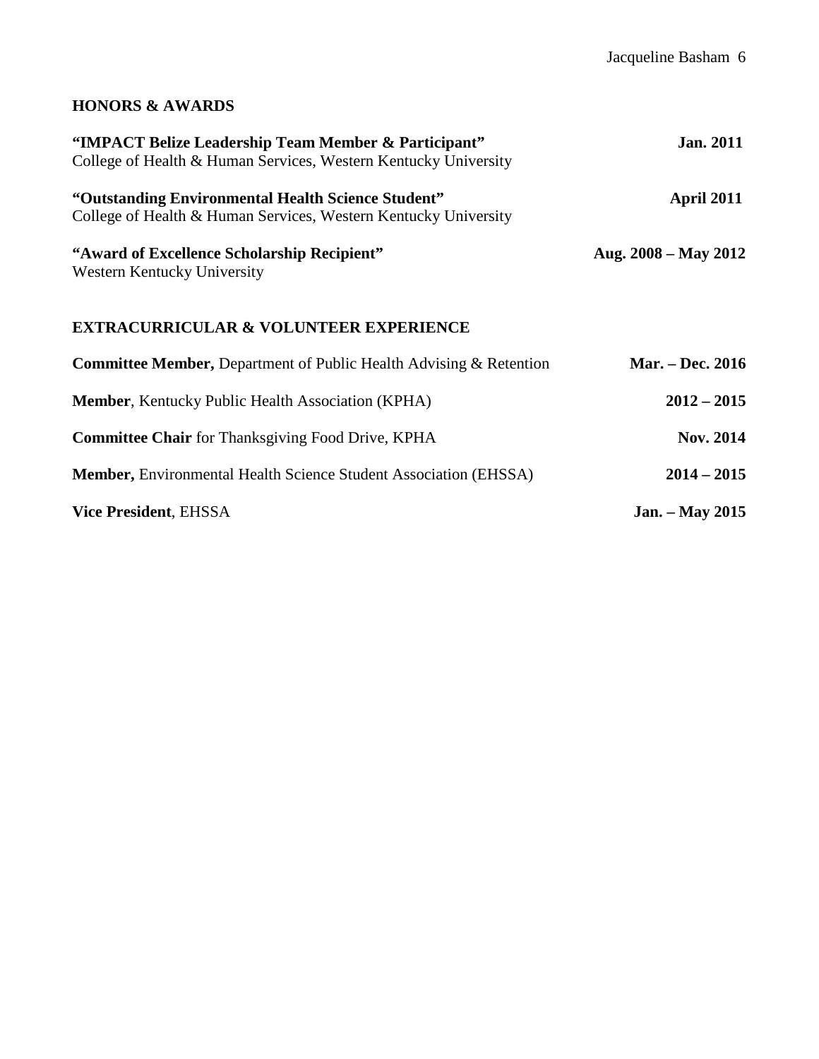## HONORS & AWARDS

**"IMPACT Belize Leadership Team Member & Participant"** **Jan. 2011**
College of Health & Human Services, Western Kentucky University

**"Outstanding Environmental Health Science Student"** **April 2011**
College of Health & Human Services, Western Kentucky University

**"Award of Excellence Scholarship Recipient"** **Aug. 2008 – May 2012**
Western Kentucky University

## EXTRACURRICULAR & VOLUNTEER EXPERIENCE

**Committee Member,** Department of Public Health Advising & Retention **Mar. – Dec. 2016**

**Member**, Kentucky Public Health Association (KPHA) **2012 – 2015**

**Committee Chair** for Thanksgiving Food Drive, KPHA **Nov. 2014**

**Member,** Environmental Health Science Student Association (EHSSA) **2014 – 2015**

**Vice President**, EHSSA **Jan. – May 2015**